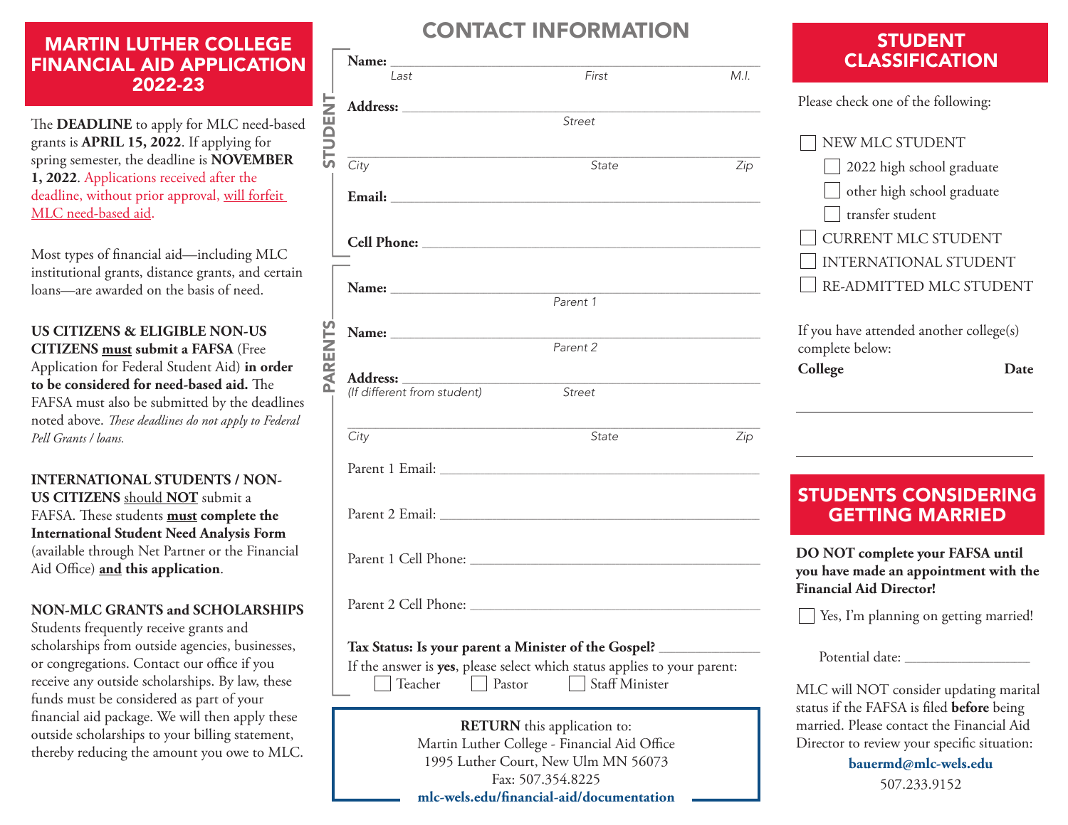# MARTIN LUTHER COLLEGE FINANCIAL AID APPLICATION 2022-23

The **DEADLINE** to apply for MLC need-based grants is **APRIL 15, 2022**. If applying for spring semester, the deadline is **NOVEMBER 1, 2022**. Applications received after the deadline, without prior approval, will forfeit MLC need-based aid.

Most types of financial aid—including MLC institutional grants, distance grants, and certain loans—are awarded on the basis of need.

**US CITIZENS & ELIGIBLE NON-US CITIZENS must submit a FAFSA** (Free Application for Federal Student Aid) **in order to be considered for need-based aid.** The FAFSA must also be submitted by the deadlines noted above. *These deadlines do not apply to Federal Pell Grants / loans.*

**INTERNATIONAL STUDENTS / NON-US CITIZENS** should **NOT** submit a FAFSA. These students **must complete the International Student Need Analysis Form** (available through Net Partner or the Financial Aid Office) **and this application**.

**NON-MLC GRANTS and SCHOLARSHIPS**
Students frequently receive grants and scholarships from outside agencies, businesses, or congregations. Contact our office if you receive any outside scholarships. By law, these funds must be considered as part of your financial aid package. We will then apply these outside scholarships to your billing statement, thereby reducing the amount you owe to MLC.

## CONTACT INFORMATION

### STUDENT

**Name:** ______________________________
*Last* *First* *M.I.*

**Address:** ______________________________
*Street*

______________________________
*City* *State* *Zip*

**Email:** ______________________________

**Cell Phone:** ______________________________

### PARENTS

**Name:** ______________________________
*Parent 1*

**Name:** ______________________________
*Parent 2*

**Address:** ______________________________
*(If different from student)* *Street*

______________________________
*City* *State* *Zip*

Parent 1 Email: ______________________________

Parent 2 Email: ______________________________

Parent 1 Cell Phone: ______________________________

Parent 2 Cell Phone: ______________________________

**Tax Status: Is your parent a Minister of the Gospel?** ______________

If the answer is **yes**, please select which status applies to your parent:
☐ Teacher ☐ Pastor ☐ Staff Minister

**RETURN** this application to:
Martin Luther College - Financial Aid Office
1995 Luther Court, New Ulm MN 56073
Fax: 507.354.8225
**mlc-wels.edu/financial-aid/documentation**

## STUDENT CLASSIFICATION

Please check one of the following:

- ☐ NEW MLC STUDENT
  - ☐ 2022 high school graduate
  - ☐ other high school graduate
  - ☐ transfer student
- ☐ CURRENT MLC STUDENT
- ☐ INTERNATIONAL STUDENT
- ☐ RE-ADMITTED MLC STUDENT

If you have attended another college(s) complete below:

| College | Date |
|---|---|
| | |
| | |

## STUDENTS CONSIDERING GETTING MARRIED

**DO NOT complete your FAFSA until you have made an appointment with the Financial Aid Director!**

☐ Yes, I'm planning on getting married!

Potential date: ______________

MLC will NOT consider updating marital status if the FAFSA is filed **before** being married. Please contact the Financial Aid Director to review your specific situation:

**bauermd@mlc-wels.edu**
507.233.9152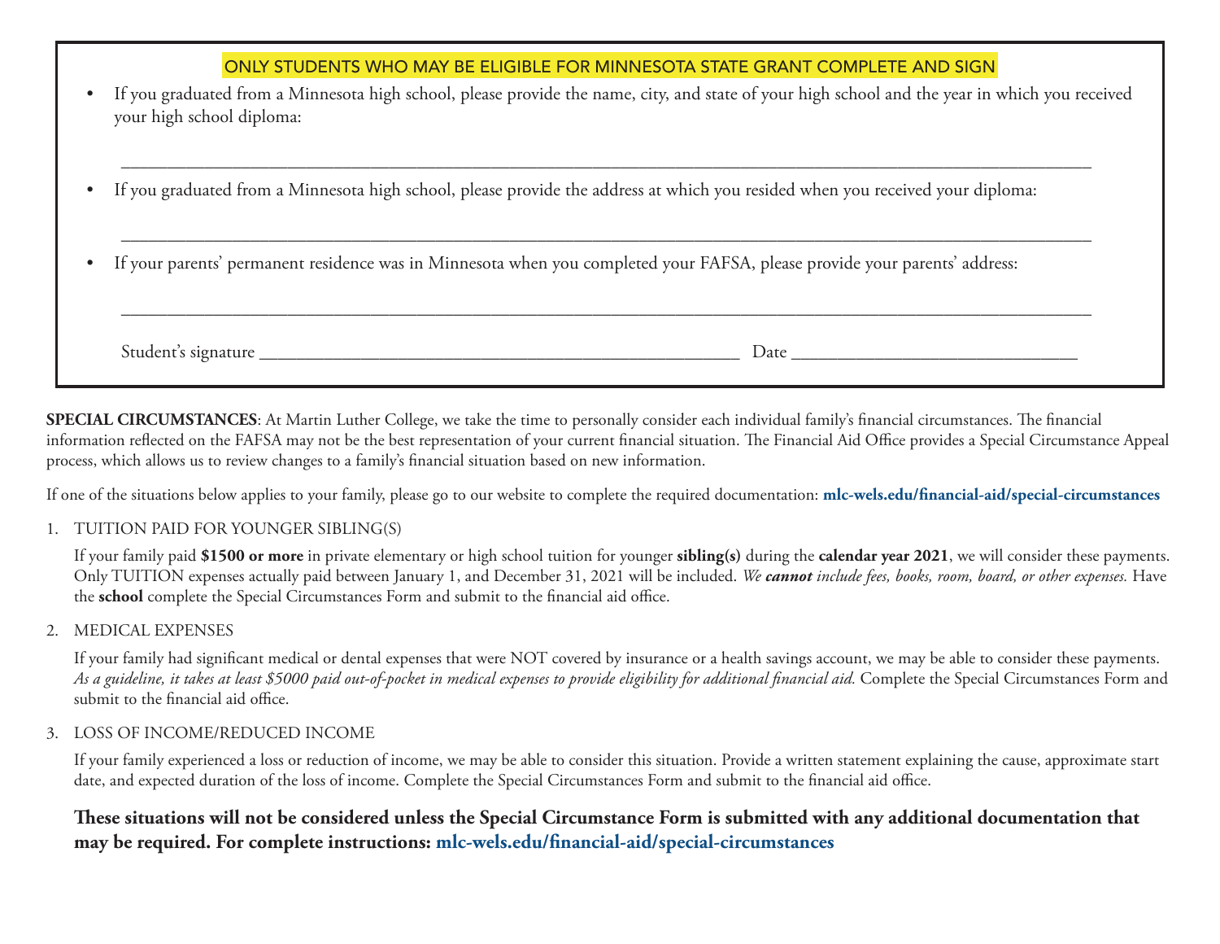**ONLY STUDENTS WHO MAY BE ELIGIBLE FOR MINNESOTA STATE GRANT COMPLETE AND SIGN**

- If you graduated from a Minnesota high school, please provide the name, city, and state of your high school and the year in which you received your high school diploma:

  ____________________________________________________________________________________________________

- If you graduated from a Minnesota high school, please provide the address at which you resided when you received your diploma:

  ____________________________________________________________________________________________________

- If your parents' permanent residence was in Minnesota when you completed your FAFSA, please provide your parents' address:

  ____________________________________________________________________________________________________

Student's signature ______________________________________________ Date __________________________

**SPECIAL CIRCUMSTANCES**: At Martin Luther College, we take the time to personally consider each individual family's financial circumstances. The financial information reflected on the FAFSA may not be the best representation of your current financial situation. The Financial Aid Office provides a Special Circumstance Appeal process, which allows us to review changes to a family's financial situation based on new information.

If one of the situations below applies to your family, please go to our website to complete the required documentation: **mlc-wels.edu/financial-aid/special-circumstances**

1. TUITION PAID FOR YOUNGER SIBLING(S)

   If your family paid **$1500 or more** in private elementary or high school tuition for younger **sibling(s)** during the **calendar year 2021**, we will consider these payments. Only TUITION expenses actually paid between January 1, and December 31, 2021 will be included. *We* ***cannot*** *include fees, books, room, board, or other expenses.* Have the **school** complete the Special Circumstances Form and submit to the financial aid office.

2. MEDICAL EXPENSES

   If your family had significant medical or dental expenses that were NOT covered by insurance or a health savings account, we may be able to consider these payments. *As a guideline, it takes at least $5000 paid out-of-pocket in medical expenses to provide eligibility for additional financial aid.* Complete the Special Circumstances Form and submit to the financial aid office.

3. LOSS OF INCOME/REDUCED INCOME

   If your family experienced a loss or reduction of income, we may be able to consider this situation. Provide a written statement explaining the cause, approximate start date, and expected duration of the loss of income. Complete the Special Circumstances Form and submit to the financial aid office.

**These situations will not be considered unless the Special Circumstance Form is submitted with any additional documentation that may be required. For complete instructions: mlc-wels.edu/financial-aid/special-circumstances**